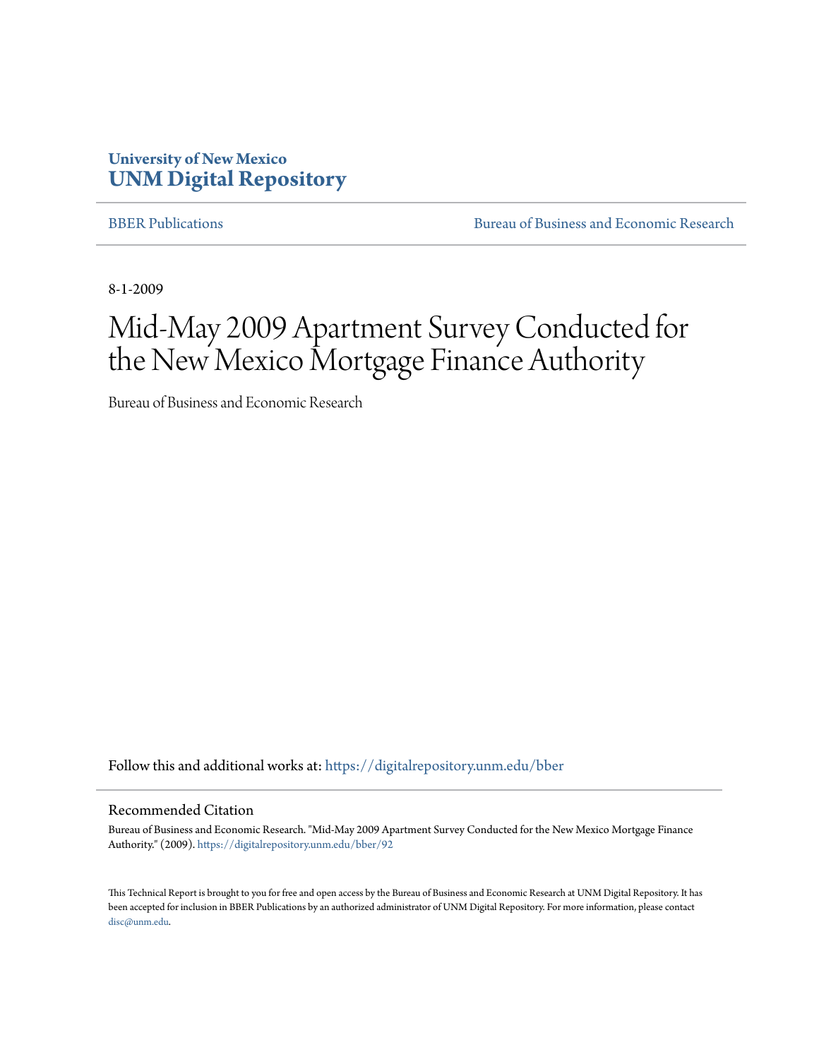**University of New Mexico**
**UNM Digital Repository**

BBER Publications | Bureau of Business and Economic Research

8-1-2009

# Mid-May 2009 Apartment Survey Conducted for the New Mexico Mortgage Finance Authority

Bureau of Business and Economic Research

Follow this and additional works at: https://digitalrepository.unm.edu/bber

## Recommended Citation

Bureau of Business and Economic Research. "Mid-May 2009 Apartment Survey Conducted for the New Mexico Mortgage Finance Authority." (2009). https://digitalrepository.unm.edu/bber/92

This Technical Report is brought to you for free and open access by the Bureau of Business and Economic Research at UNM Digital Repository. It has been accepted for inclusion in BBER Publications by an authorized administrator of UNM Digital Repository. For more information, please contact disc@unm.edu.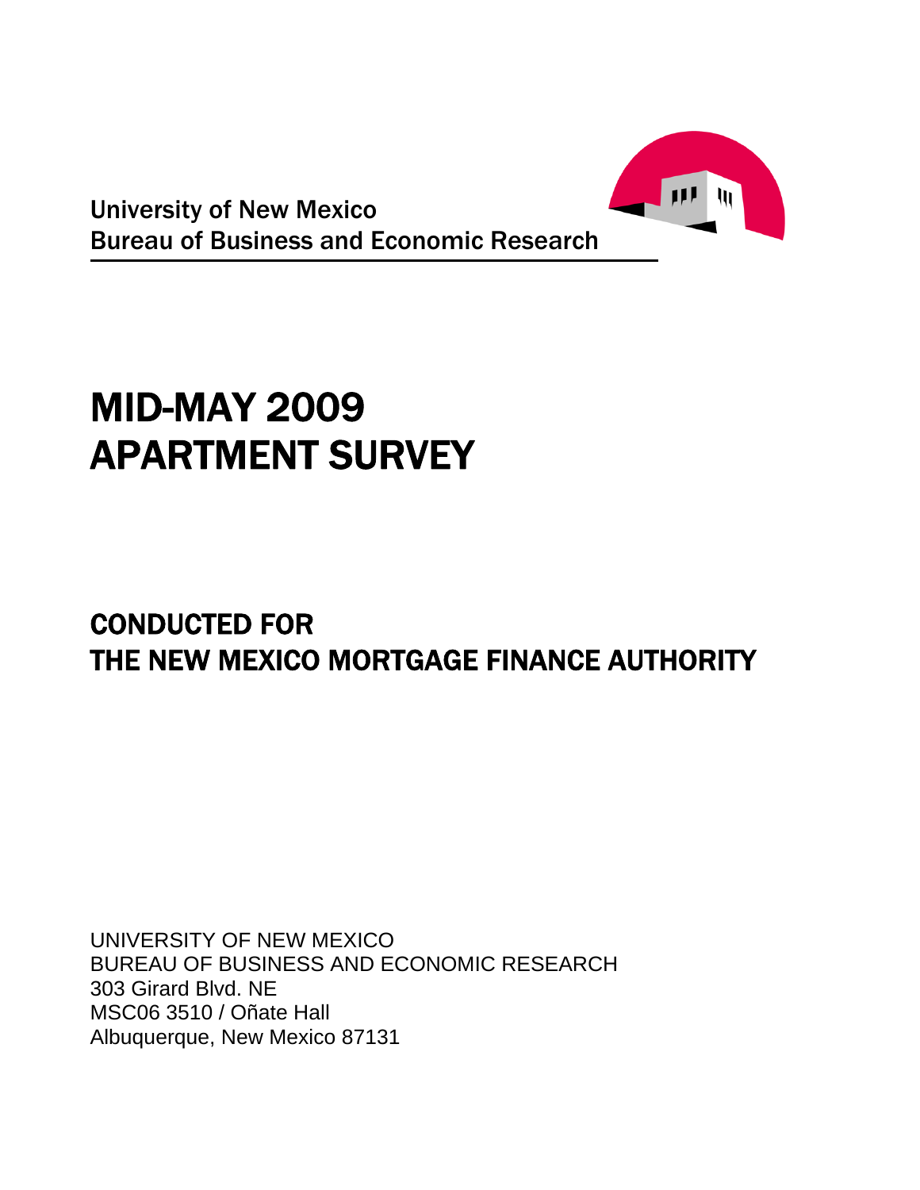University of New Mexico
Bureau of Business and Economic Research

# MID-MAY 2009 APARTMENT SURVEY

## CONDUCTED FOR THE NEW MEXICO MORTGAGE FINANCE AUTHORITY

UNIVERSITY OF NEW MEXICO
BUREAU OF BUSINESS AND ECONOMIC RESEARCH
303 Girard Blvd. NE
MSC06 3510 / Oñate Hall
Albuquerque, New Mexico 87131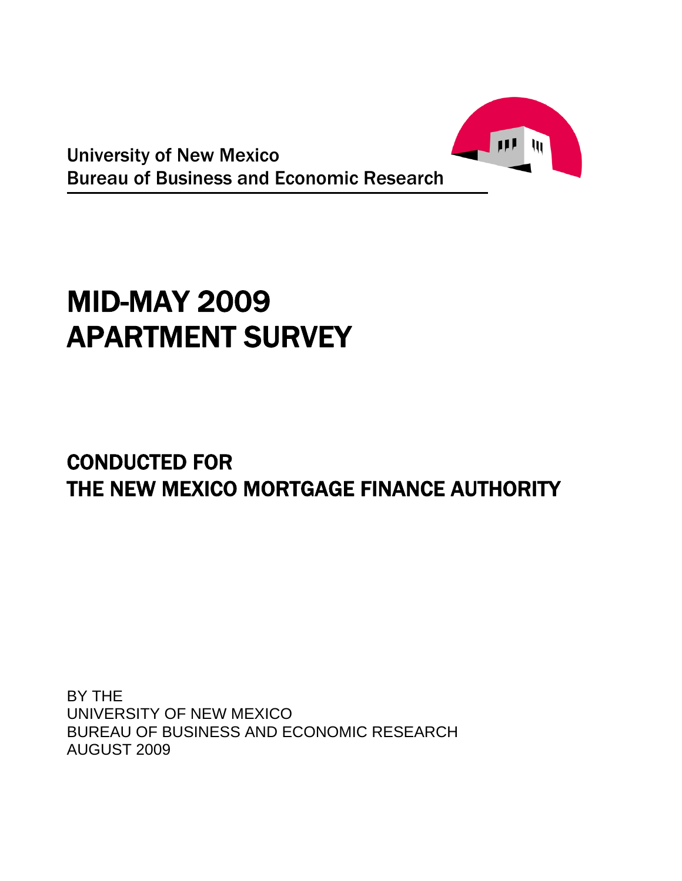University of New Mexico
Bureau of Business and Economic Research

# MID-MAY 2009 APARTMENT SURVEY

## CONDUCTED FOR THE NEW MEXICO MORTGAGE FINANCE AUTHORITY

BY THE
UNIVERSITY OF NEW MEXICO
BUREAU OF BUSINESS AND ECONOMIC RESEARCH
AUGUST 2009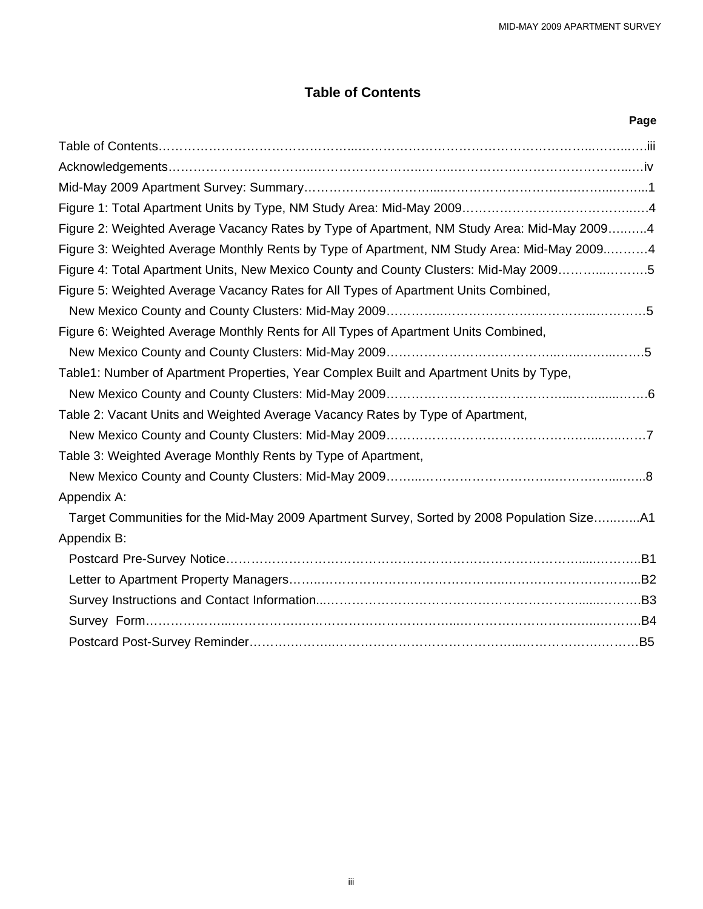## Table of Contents

| | Page |
|---|---|
| Table of Contents | iii |
| Acknowledgements | iv |
| Mid-May 2009 Apartment Survey: Summary | 1 |
| Figure 1: Total Apartment Units by Type, NM Study Area: Mid-May 2009 | 4 |
| Figure 2: Weighted Average Vacancy Rates by Type of Apartment, NM Study Area: Mid-May 2009 | 4 |
| Figure 3: Weighted Average Monthly Rents by Type of Apartment, NM Study Area: Mid-May 2009 | 4 |
| Figure 4: Total Apartment Units, New Mexico County and County Clusters: Mid-May 2009 | 5 |
| Figure 5: Weighted Average Vacancy Rates for All Types of Apartment Units Combined, New Mexico County and County Clusters: Mid-May 2009 | 5 |
| Figure 6: Weighted Average Monthly Rents for All Types of Apartment Units Combined, New Mexico County and County Clusters: Mid-May 2009 | 5 |
| Table1: Number of Apartment Properties, Year Complex Built and Apartment Units by Type, New Mexico County and County Clusters: Mid-May 2009 | 6 |
| Table 2: Vacant Units and Weighted Average Vacancy Rates by Type of Apartment, New Mexico County and County Clusters: Mid-May 2009 | 7 |
| Table 3: Weighted Average Monthly Rents by Type of Apartment, New Mexico County and County Clusters: Mid-May 2009 | 8 |
| Appendix A: | |
| Target Communities for the Mid-May 2009 Apartment Survey, Sorted by 2008 Population Size | A1 |
| Appendix B: | |
| Postcard Pre-Survey Notice | B1 |
| Letter to Apartment Property Managers | B2 |
| Survey Instructions and Contact Information | B3 |
| Survey Form | B4 |
| Postcard Post-Survey Reminder | B5 |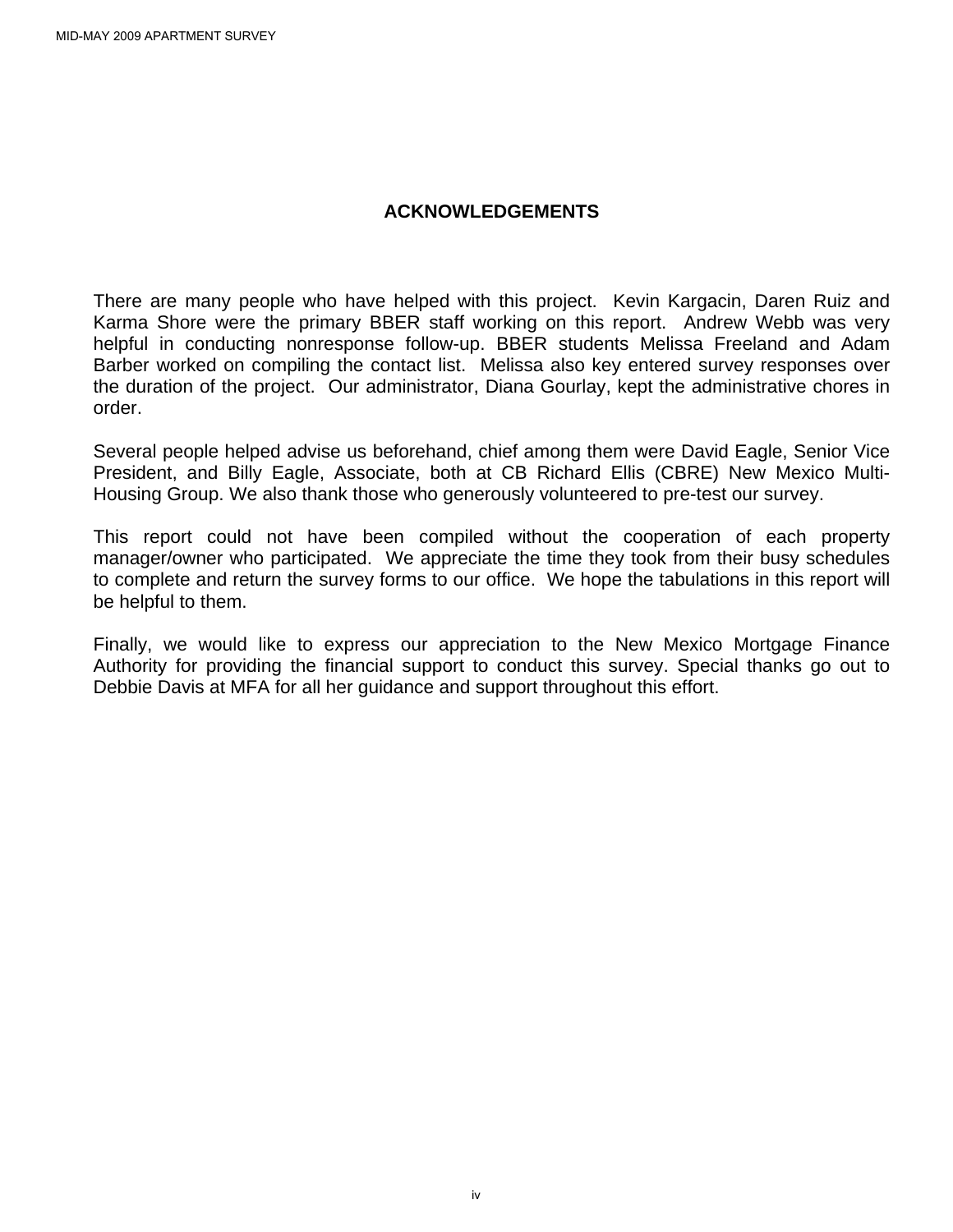# ACKNOWLEDGEMENTS

There are many people who have helped with this project. Kevin Kargacin, Daren Ruiz and Karma Shore were the primary BBER staff working on this report. Andrew Webb was very helpful in conducting nonresponse follow-up. BBER students Melissa Freeland and Adam Barber worked on compiling the contact list. Melissa also key entered survey responses over the duration of the project. Our administrator, Diana Gourlay, kept the administrative chores in order.

Several people helped advise us beforehand, chief among them were David Eagle, Senior Vice President, and Billy Eagle, Associate, both at CB Richard Ellis (CBRE) New Mexico Multi-Housing Group. We also thank those who generously volunteered to pre-test our survey.

This report could not have been compiled without the cooperation of each property manager/owner who participated. We appreciate the time they took from their busy schedules to complete and return the survey forms to our office. We hope the tabulations in this report will be helpful to them.

Finally, we would like to express our appreciation to the New Mexico Mortgage Finance Authority for providing the financial support to conduct this survey. Special thanks go out to Debbie Davis at MFA for all her guidance and support throughout this effort.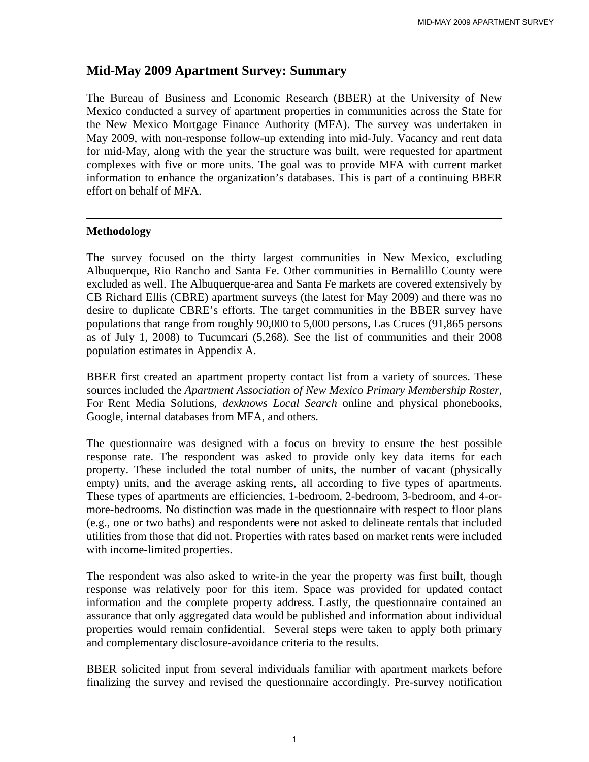## Mid-May 2009 Apartment Survey: Summary

The Bureau of Business and Economic Research (BBER) at the University of New Mexico conducted a survey of apartment properties in communities across the State for the New Mexico Mortgage Finance Authority (MFA). The survey was undertaken in May 2009, with non-response follow-up extending into mid-July. Vacancy and rent data for mid-May, along with the year the structure was built, were requested for apartment complexes with five or more units. The goal was to provide MFA with current market information to enhance the organization's databases. This is part of a continuing BBER effort on behalf of MFA.

---

### Methodology

The survey focused on the thirty largest communities in New Mexico, excluding Albuquerque, Rio Rancho and Santa Fe. Other communities in Bernalillo County were excluded as well. The Albuquerque-area and Santa Fe markets are covered extensively by CB Richard Ellis (CBRE) apartment surveys (the latest for May 2009) and there was no desire to duplicate CBRE's efforts. The target communities in the BBER survey have populations that range from roughly 90,000 to 5,000 persons, Las Cruces (91,865 persons as of July 1, 2008) to Tucumcari (5,268). See the list of communities and their 2008 population estimates in Appendix A.

BBER first created an apartment property contact list from a variety of sources. These sources included the *Apartment Association of New Mexico Primary Membership Roster*, For Rent Media Solutions, *dexknows Local Search* online and physical phonebooks, Google, internal databases from MFA, and others.

The questionnaire was designed with a focus on brevity to ensure the best possible response rate. The respondent was asked to provide only key data items for each property. These included the total number of units, the number of vacant (physically empty) units, and the average asking rents, all according to five types of apartments. These types of apartments are efficiencies, 1-bedroom, 2-bedroom, 3-bedroom, and 4-or-more-bedrooms. No distinction was made in the questionnaire with respect to floor plans (e.g., one or two baths) and respondents were not asked to delineate rentals that included utilities from those that did not. Properties with rates based on market rents were included with income-limited properties.

The respondent was also asked to write-in the year the property was first built, though response was relatively poor for this item. Space was provided for updated contact information and the complete property address. Lastly, the questionnaire contained an assurance that only aggregated data would be published and information about individual properties would remain confidential. Several steps were taken to apply both primary and complementary disclosure-avoidance criteria to the results.

BBER solicited input from several individuals familiar with apartment markets before finalizing the survey and revised the questionnaire accordingly. Pre-survey notification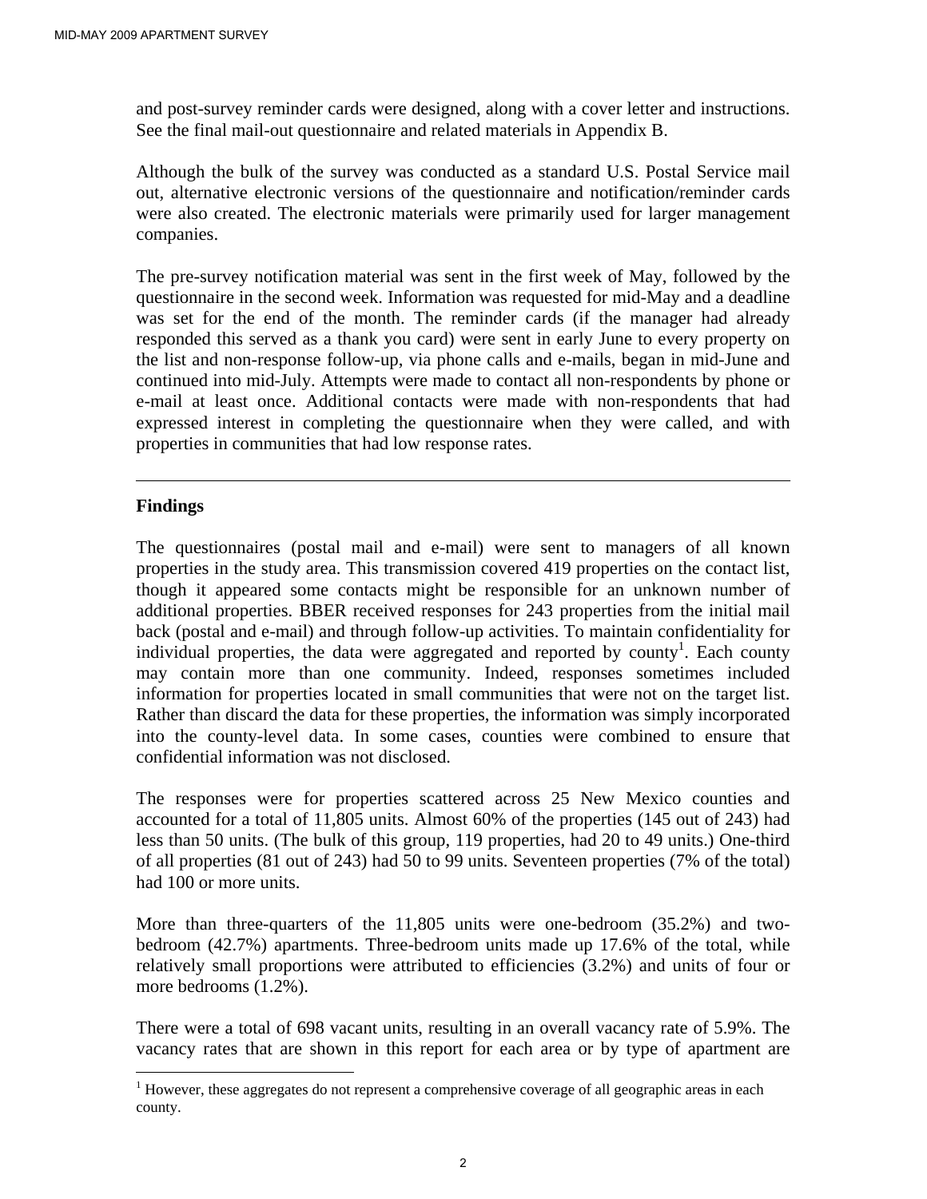and post-survey reminder cards were designed, along with a cover letter and instructions. See the final mail-out questionnaire and related materials in Appendix B.

Although the bulk of the survey was conducted as a standard U.S. Postal Service mail out, alternative electronic versions of the questionnaire and notification/reminder cards were also created. The electronic materials were primarily used for larger management companies.

The pre-survey notification material was sent in the first week of May, followed by the questionnaire in the second week. Information was requested for mid-May and a deadline was set for the end of the month. The reminder cards (if the manager had already responded this served as a thank you card) were sent in early June to every property on the list and non-response follow-up, via phone calls and e-mails, began in mid-June and continued into mid-July. Attempts were made to contact all non-respondents by phone or e-mail at least once. Additional contacts were made with non-respondents that had expressed interest in completing the questionnaire when they were called, and with properties in communities that had low response rates.

---

## Findings

The questionnaires (postal mail and e-mail) were sent to managers of all known properties in the study area. This transmission covered 419 properties on the contact list, though it appeared some contacts might be responsible for an unknown number of additional properties. BBER received responses for 243 properties from the initial mail back (postal and e-mail) and through follow-up activities. To maintain confidentiality for individual properties, the data were aggregated and reported by county[1]. Each county may contain more than one community. Indeed, responses sometimes included information for properties located in small communities that were not on the target list. Rather than discard the data for these properties, the information was simply incorporated into the county-level data. In some cases, counties were combined to ensure that confidential information was not disclosed.

The responses were for properties scattered across 25 New Mexico counties and accounted for a total of 11,805 units. Almost 60% of the properties (145 out of 243) had less than 50 units. (The bulk of this group, 119 properties, had 20 to 49 units.) One-third of all properties (81 out of 243) had 50 to 99 units. Seventeen properties (7% of the total) had 100 or more units.

More than three-quarters of the 11,805 units were one-bedroom (35.2%) and two-bedroom (42.7%) apartments. Three-bedroom units made up 17.6% of the total, while relatively small proportions were attributed to efficiencies (3.2%) and units of four or more bedrooms (1.2%).

There were a total of 698 vacant units, resulting in an overall vacancy rate of 5.9%. The vacancy rates that are shown in this report for each area or by type of apartment are

---

[1] However, these aggregates do not represent a comprehensive coverage of all geographic areas in each county.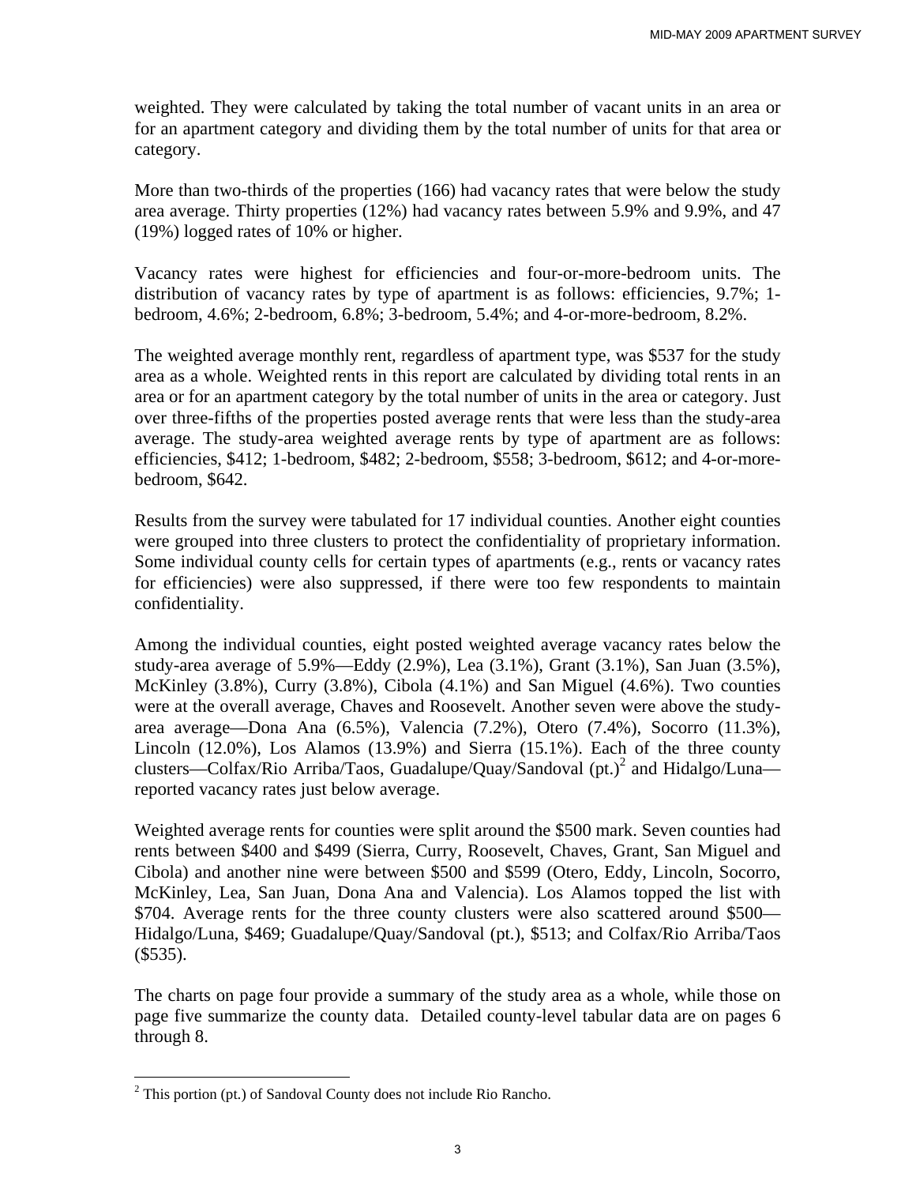weighted. They were calculated by taking the total number of vacant units in an area or for an apartment category and dividing them by the total number of units for that area or category.

More than two-thirds of the properties (166) had vacancy rates that were below the study area average. Thirty properties (12%) had vacancy rates between 5.9% and 9.9%, and 47 (19%) logged rates of 10% or higher.

Vacancy rates were highest for efficiencies and four-or-more-bedroom units. The distribution of vacancy rates by type of apartment is as follows: efficiencies, 9.7%; 1-bedroom, 4.6%; 2-bedroom, 6.8%; 3-bedroom, 5.4%; and 4-or-more-bedroom, 8.2%.

The weighted average monthly rent, regardless of apartment type, was $537 for the study area as a whole. Weighted rents in this report are calculated by dividing total rents in an area or for an apartment category by the total number of units in the area or category. Just over three-fifths of the properties posted average rents that were less than the study-area average. The study-area weighted average rents by type of apartment are as follows: efficiencies, $412; 1-bedroom, $482; 2-bedroom, $558; 3-bedroom, $612; and 4-or-more-bedroom, $642.

Results from the survey were tabulated for 17 individual counties. Another eight counties were grouped into three clusters to protect the confidentiality of proprietary information. Some individual county cells for certain types of apartments (e.g., rents or vacancy rates for efficiencies) were also suppressed, if there were too few respondents to maintain confidentiality.

Among the individual counties, eight posted weighted average vacancy rates below the study-area average of 5.9%—Eddy (2.9%), Lea (3.1%), Grant (3.1%), San Juan (3.5%), McKinley (3.8%), Curry (3.8%), Cibola (4.1%) and San Miguel (4.6%). Two counties were at the overall average, Chaves and Roosevelt. Another seven were above the study-area average—Dona Ana (6.5%), Valencia (7.2%), Otero (7.4%), Socorro (11.3%), Lincoln (12.0%), Los Alamos (13.9%) and Sierra (15.1%). Each of the three county clusters—Colfax/Rio Arriba/Taos, Guadalupe/Quay/Sandoval (pt.)[2] and Hidalgo/Luna—reported vacancy rates just below average.

Weighted average rents for counties were split around the $500 mark. Seven counties had rents between $400 and $499 (Sierra, Curry, Roosevelt, Chaves, Grant, San Miguel and Cibola) and another nine were between $500 and $599 (Otero, Eddy, Lincoln, Socorro, McKinley, Lea, San Juan, Dona Ana and Valencia). Los Alamos topped the list with $704. Average rents for the three county clusters were also scattered around $500—Hidalgo/Luna, $469; Guadalupe/Quay/Sandoval (pt.), $513; and Colfax/Rio Arriba/Taos ($535).

The charts on page four provide a summary of the study area as a whole, while those on page five summarize the county data. Detailed county-level tabular data are on pages 6 through 8.

[2] This portion (pt.) of Sandoval County does not include Rio Rancho.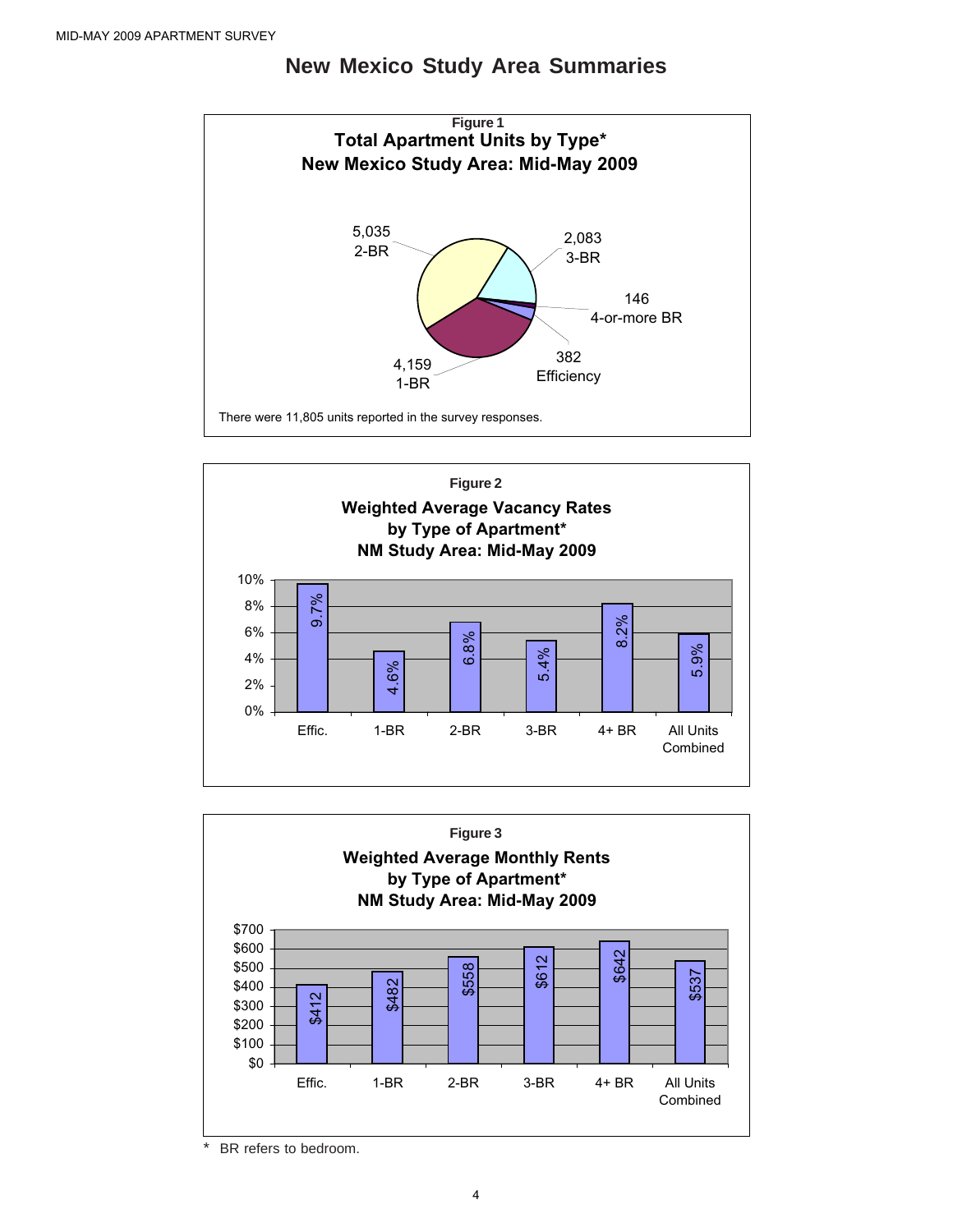# New Mexico Study Area Summaries

**Figure 1**

**Total Apartment Units by Type\***
**New Mexico Study Area: Mid-May 2009**

| Type | Units |
|---|---|
| 2-BR | 5,035 |
| 3-BR | 2,083 |
| 4-or-more BR | 146 |
| Efficiency | 382 |
| 1-BR | 4,159 |

There were 11,805 units reported in the survey responses.

**Figure 2**

**Weighted Average Vacancy Rates by Type of Apartment\***
**NM Study Area: Mid-May 2009**

| Effic. | 1-BR | 2-BR | 3-BR | 4+ BR | All Units Combined |
|---|---|---|---|---|---|
| 9.7% | 4.6% | 6.8% | 5.4% | 8.2% | 5.9% |

**Figure 3**

**Weighted Average Monthly Rents by Type of Apartment\***
**NM Study Area: Mid-May 2009**

| Effic. | 1-BR | 2-BR | 3-BR | 4+ BR | All Units Combined |
|---|---|---|---|---|---|
| $412 | $482 | $558 | $612 | $642 | $537 |

\* BR refers to bedroom.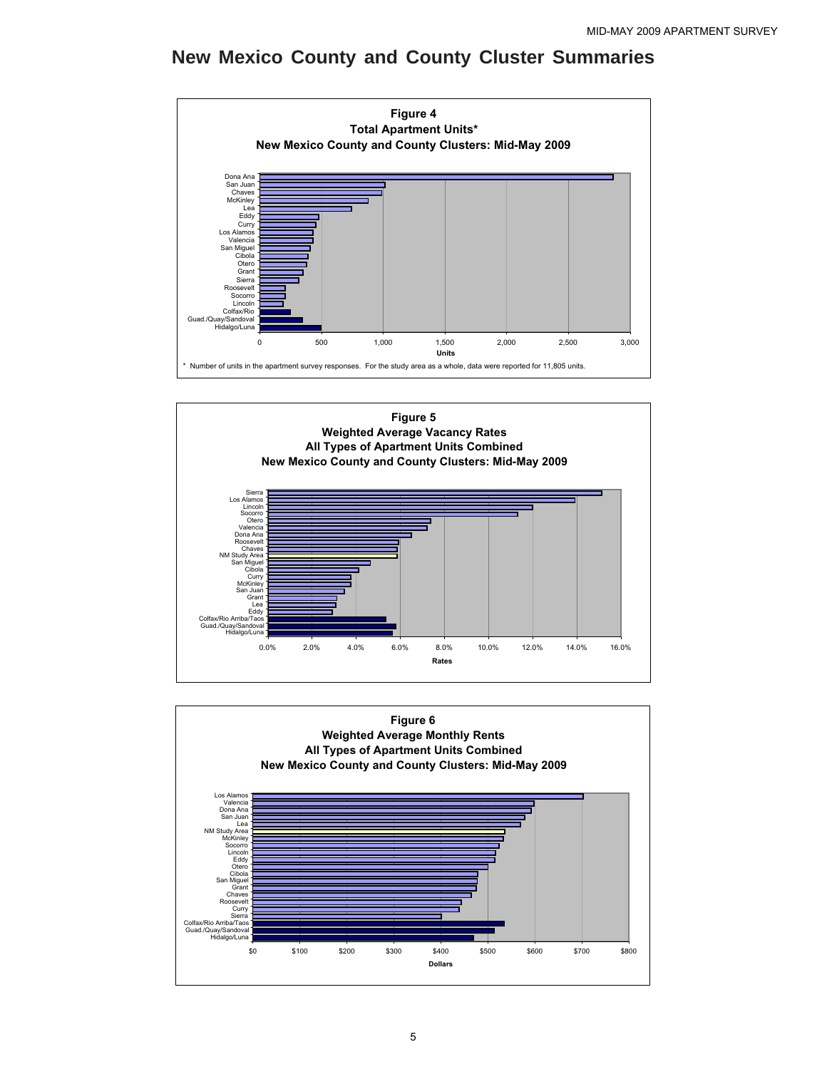# New Mexico County and County Cluster Summaries

**Figure 4**
**Total Apartment Units***
**New Mexico County and County Clusters: Mid-May 2009**

Dona Ana
San Juan
Chaves
McKinley
Lea
Eddy
Curry
Los Alamos
Valencia
San Miguel
Cibola
Otero
Grant
Sierra
Roosevelt
Socorro
Lincoln
Colfax/Rio
Guad./Quay/Sandoval
Hidalgo/Luna

0 500 1,000 1,500 2,000 2,500 3,000

Units

\* Number of units in the apartment survey responses. For the study area as a whole, data were reported for 11,805 units.

**Figure 5**
**Weighted Average Vacancy Rates**
**All Types of Apartment Units Combined**
**New Mexico County and County Clusters: Mid-May 2009**

Sierra
Los Alamos
Lincoln
Socorro
Otero
Valencia
Dona Ana
Roosevelt
Chaves
NM Study Area
San Miguel
Cibola
Curry
McKinley
San Juan
Grant
Lea
Eddy
Colfax/Rio Arriba/Taos
Guad./Quay/Sandoval
Hidalgo/Luna

0.0% 2.0% 4.0% 6.0% 8.0% 10.0% 12.0% 14.0% 16.0%

Rates

**Figure 6**
**Weighted Average Monthly Rents**
**All Types of Apartment Units Combined**
**New Mexico County and County Clusters: Mid-May 2009**

Los Alamos
Valencia
Dona Ana
San Juan
Lea
NM Study Area
McKinley
Socorro
Lincoln
Eddy
Otero
Cibola
San Miguel
Grant
Chaves
Roosevelt
Curry
Sierra
Colfax/Rio Arriba/Taos
Guad./Quay/Sandoval
Hidalgo/Luna

$0 $100 $200 $300 $400 $500 $600 $700 $800

Dollars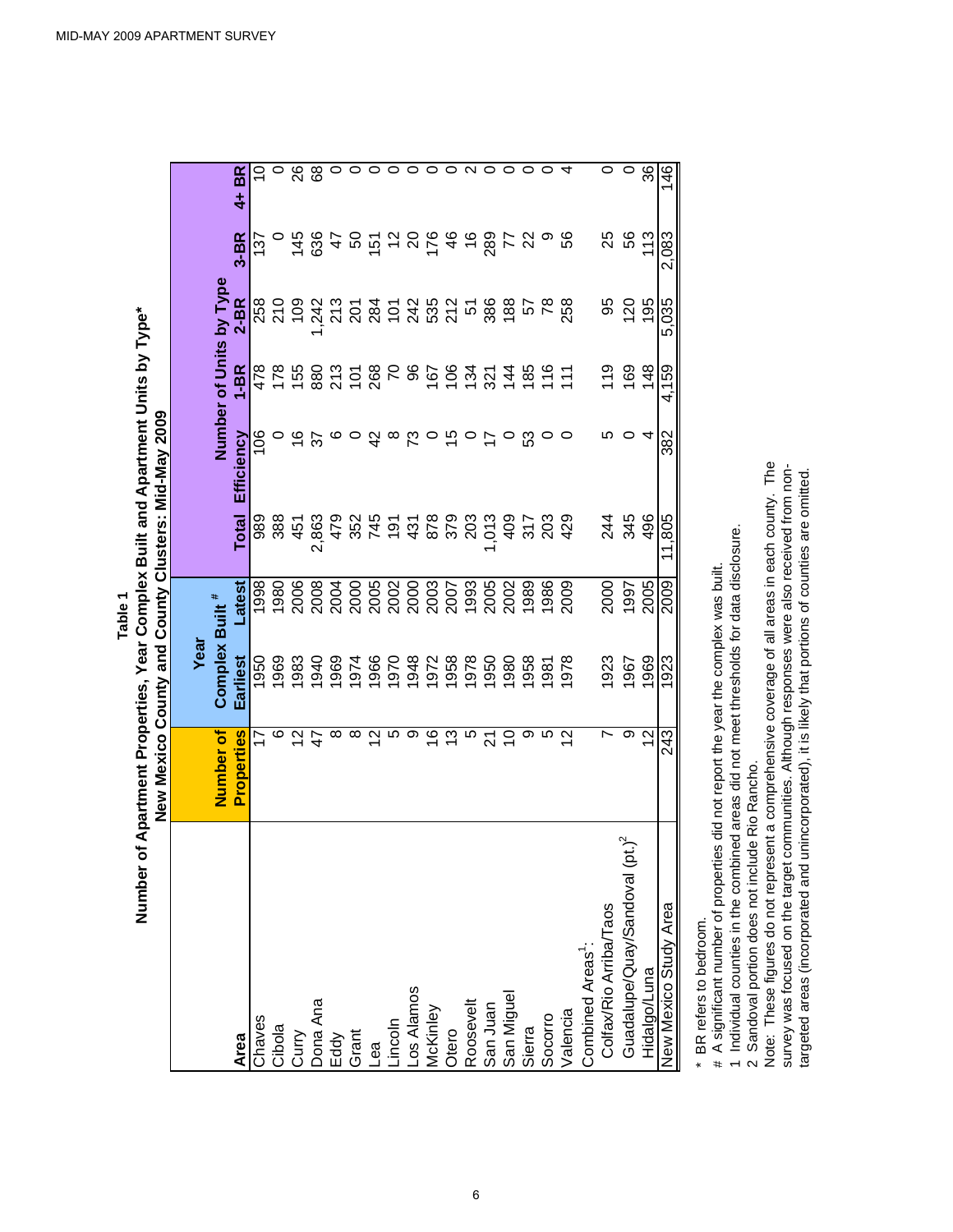# Table 1

## Number of Apartment Properties, Year Complex Built and Apartment Units by Type*

### New Mexico County and County Clusters: Mid-May 2009

| Area | Number of Properties | Year Complex Built # | | Number of Units by Type | | | | | |
|---|---|---|---|---|---|---|---|---|---|
| | | Earliest | Latest | Total | Efficiency | 1-BR | 2-BR | 3-BR | 4+ BR |
| Chaves | 17 | 1950 | 1998 | 989 | 106 | 478 | 258 | 137 | 10 |
| Cibola | 6 | 1969 | 1980 | 388 | 0 | 178 | 210 | 0 | 0 |
| Curry | 12 | 1983 | 2006 | 451 | 16 | 155 | 109 | 145 | 26 |
| Dona Ana | 47 | 1940 | 2008 | 2,863 | 37 | 880 | 1,242 | 636 | 68 |
| Eddy | 8 | 1969 | 2004 | 479 | 6 | 213 | 213 | 47 | 0 |
| Grant | 8 | 1974 | 2000 | 352 | 0 | 101 | 201 | 50 | 0 |
| Lea | 12 | 1966 | 2005 | 745 | 42 | 268 | 284 | 151 | 0 |
| Lincoln | 5 | 1970 | 2002 | 191 | 8 | 70 | 101 | 12 | 0 |
| Los Alamos | 9 | 1948 | 2000 | 431 | 73 | 96 | 242 | 20 | 0 |
| McKinley | 16 | 1972 | 2003 | 878 | 0 | 167 | 535 | 176 | 0 |
| Otero | 13 | 1958 | 2007 | 379 | 15 | 106 | 212 | 46 | 0 |
| Roosevelt | 5 | 1978 | 1993 | 203 | 0 | 134 | 51 | 16 | 2 |
| San Juan | 21 | 1950 | 2005 | 1,013 | 17 | 321 | 386 | 289 | 0 |
| San Miguel | 10 | 1980 | 2002 | 409 | 0 | 144 | 188 | 77 | 0 |
| Sierra | 9 | 1958 | 1989 | 317 | 53 | 185 | 57 | 22 | 0 |
| Socorro | 5 | 1981 | 1986 | 203 | 0 | 116 | 78 | 9 | 0 |
| Valencia | 12 | 1978 | 2009 | 429 | 0 | 111 | 258 | 56 | 4 |
| Combined Areas[1]: | | | | | | | | | |
| Colfax/Rio Arriba/Taos | 7 | 1923 | 2000 | 244 | 5 | 119 | 95 | 25 | 0 |
| Guadalupe/Quay/Sandoval (pt.)[2] | 9 | 1967 | 1997 | 345 | 0 | 169 | 120 | 56 | 0 |
| Hidalgo/Luna | 12 | 1969 | 2005 | 496 | 4 | 148 | 195 | 113 | 36 |
| New Mexico Study Area | 243 | 1923 | 2009 | 11,805 | 382 | 4,159 | 5,035 | 2,083 | 146 |

\* BR refers to bedroom.

# A significant number of properties did not report the year the complex was built.

1 Individual counties in the combined areas did not meet thresholds for data disclosure.

2 Sandoval portion does not include Rio Rancho.

Note: These figures do not represent a comprehensive coverage of all areas in each county. The survey was focused on the target communities. Although responses were also received from non-targeted areas (incorporated and unincorporated), it is likely that portions of counties are omitted.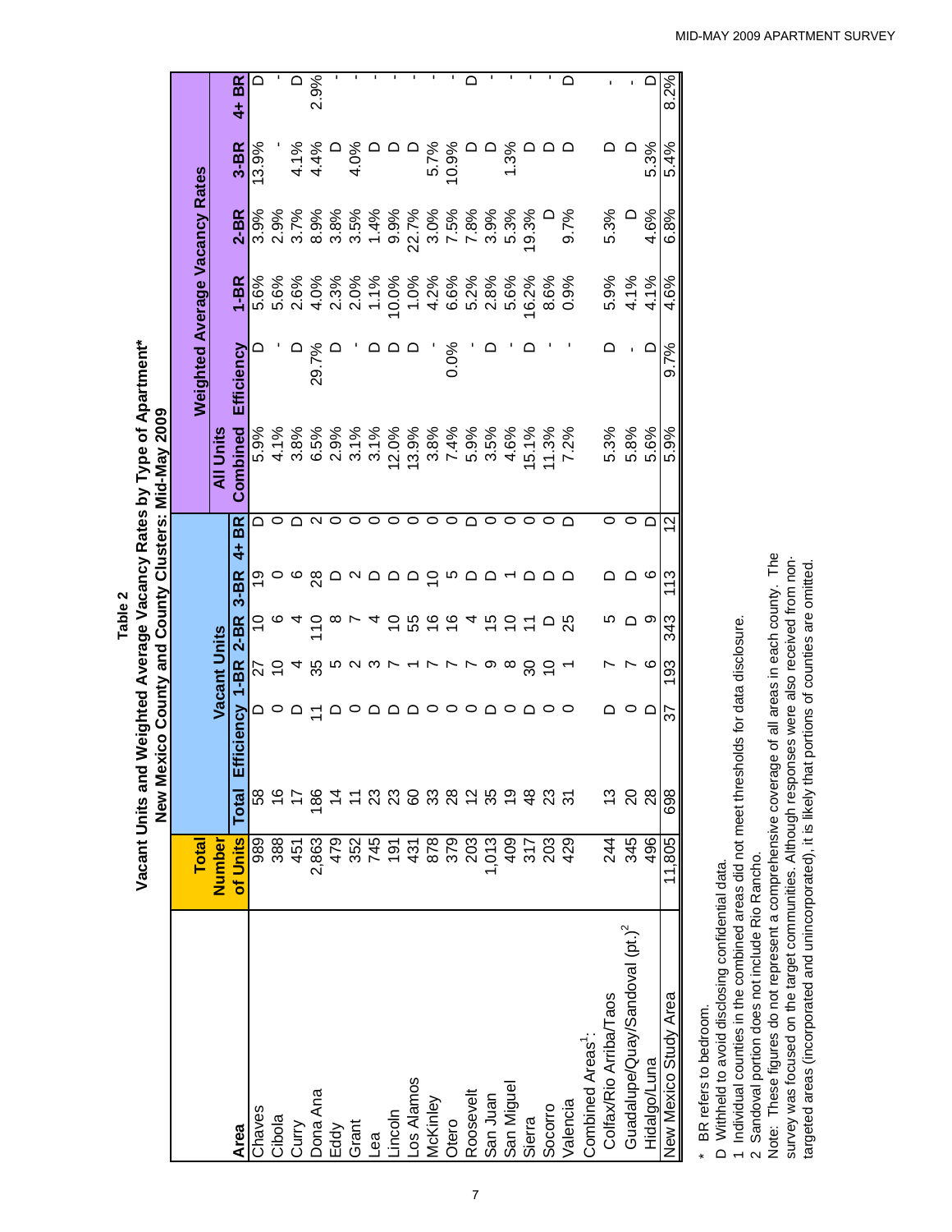# Table 2

## Vacant Units and Weighted Average Vacancy Rates by Type of Apartment*
## New Mexico County and County Clusters: Mid-May 2009

| Area | Total Number of Units | Vacant Units | | | | | | Weighted Average Vacancy Rates | | | | | |
|---|---|---|---|---|---|---|---|---|---|---|---|---|---|
| | | Total | Efficiency | 1-BR | 2-BR | 3-BR | 4+ BR | All Units Combined | Efficiency | 1-BR | 2-BR | 3-BR | 4+ BR |
| Chaves | 989 | 58 | D | 27 | 10 | 19 | D | 5.9% | D | 5.6% | 3.9% | 13.9% | D |
| Cibola | 388 | 16 | 0 | 10 | 6 | 0 | 0 | 4.1% | - | 5.6% | 2.9% | - | - |
| Curry | 451 | 17 | D | 4 | 4 | 6 | D | 3.8% | D | 2.6% | 3.7% | 4.1% | D |
| Dona Ana | 2,863 | 186 | 11 | 35 | 110 | 28 | 2 | 6.5% | 29.7% | 4.0% | 8.9% | 4.4% | 2.9% |
| Eddy | 479 | 14 | D | 5 | 8 | D | 0 | 2.9% | D | 2.3% | 3.8% | D | - |
| Grant | 352 | 11 | 0 | 2 | 7 | 2 | 0 | 3.1% | - | 2.0% | 3.5% | 4.0% | - |
| Lea | 745 | 23 | D | 3 | 4 | D | 0 | 3.1% | D | 1.1% | 1.4% | D | - |
| Lincoln | 191 | 23 | D | 7 | 10 | D | 0 | 12.0% | D | 10.0% | 9.9% | D | - |
| Los Alamos | 431 | 60 | D | 1 | 55 | D | 0 | 13.9% | D | 1.0% | 22.7% | D | - |
| McKinley | 878 | 33 | 0 | 7 | 16 | 10 | 0 | 3.8% | - | 4.2% | 3.0% | 5.7% | - |
| Otero | 379 | 28 | 0 | 7 | 16 | 5 | 0 | 7.4% | 0.0% | 6.6% | 7.5% | 10.9% | - |
| Roosevelt | 203 | 12 | 0 | 7 | 4 | D | D | 5.9% | - | 5.2% | 7.8% | D | D |
| San Juan | 1,013 | 35 | D | 9 | 15 | D | 0 | 3.5% | D | 2.8% | 3.9% | D | - |
| San Miguel | 409 | 19 | 0 | 8 | 10 | 1 | 0 | 4.6% | - | 5.6% | 5.3% | 1.3% | - |
| Sierra | 317 | 48 | D | 30 | 11 | D | 0 | 15.1% | D | 16.2% | 19.3% | D | - |
| Socorro | 203 | 23 | 0 | 10 | D | D | 0 | 11.3% | - | 8.6% | D | D | - |
| Valencia | 429 | 31 | 0 | 1 | 25 | D | D | 7.2% | - | 0.9% | 9.7% | D | D |
| Combined Areas[1]: | | | | | | | | | | | | | |
| Colfax/Rio Arriba/Taos | 244 | 13 | D | 7 | 5 | D | 0 | 5.3% | D | 5.9% | 5.3% | D | - |
| Guadalupe/Quay/Sandoval (pt.)[2] | 345 | 20 | 0 | 7 | D | D | 0 | 5.8% | - | 4.1% | D | D | - |
| Hidalgo/Luna | 496 | 28 | D | 6 | 9 | 6 | D | 5.6% | D | 4.1% | 4.6% | 5.3% | D |
| New Mexico Study Area | 11,805 | 698 | 37 | 193 | 343 | 113 | 12 | 5.9% | 9.7% | 4.6% | 6.8% | 5.4% | 8.2% |

\* BR refers to bedroom.

D Withheld to avoid disclosing confidential data.

1 Individual counties in the combined areas did not meet thresholds for data disclosure.

2 Sandoval portion does not include Rio Rancho.

Note: These figures do not represent a comprehensive coverage of all areas in each county. The survey was focused on the target communities. Although responses were also received from non-targeted areas (incorporated and unincorporated), it is likely that portions of counties are omitted.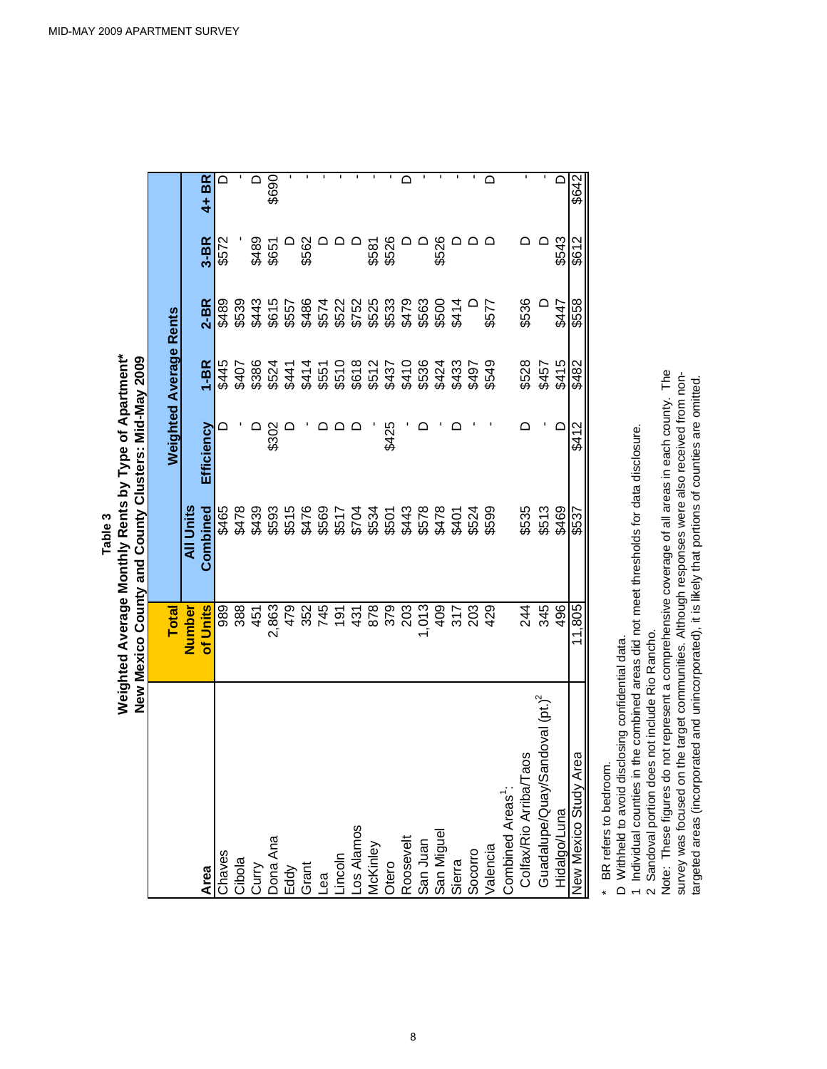# Table 3
## Weighted Average Monthly Rents by Type of Apartment*
## New Mexico County and County Clusters: Mid-May 2009

| Area | Total Number of Units | Weighted Average Rents | | | | | |
|---|---|---|---|---|---|---|---|
| | | All Units Combined | Efficiency | 1-BR | 2-BR | 3-BR | 4+ BR |
| Chaves | 989 | $465 | D | $445 | $489 | $572 | D |
| Cibola | 388 | $478 | - | $407 | $539 | - | - |
| Curry | 451 | $439 | D | $386 | $443 | $489 | D |
| Dona Ana | 2,863 | $593 | $302 | $524 | $615 | $651 | $690 |
| Eddy | 479 | $515 | D | $441 | $557 | D | - |
| Grant | 352 | $476 | - | $414 | $486 | $562 | - |
| Lea | 745 | $569 | D | $551 | $574 | D | - |
| Lincoln | 191 | $517 | D | $510 | $522 | D | - |
| Los Alamos | 431 | $704 | D | $618 | $752 | D | - |
| McKinley | 878 | $534 | - | $512 | $525 | $581 | - |
| Otero | 379 | $501 | $425 | $437 | $533 | $526 | - |
| Roosevelt | 203 | $443 | - | $410 | $479 | D | D |
| San Juan | 1,013 | $578 | D | $536 | $563 | D | - |
| San Miguel | 409 | $478 | - | $424 | $500 | $526 | - |
| Sierra | 317 | $401 | D | $433 | $414 | D | - |
| Socorro | 203 | $524 | - | $497 | D | D | - |
| Valencia | 429 | $599 | - | $549 | $577 | D | D |
| Combined Areas[1]: | | | | | | | |
| Colfax/Rio Arriba/Taos | 244 | $535 | D | $528 | $536 | D | - |
| Guadalupe/Quay/Sandoval (pt.)[2] | 345 | $513 | - | $457 | D | D | - |
| Hidalgo/Luna | 496 | $469 | D | $415 | $447 | $543 | D |
| New Mexico Study Area | 11,805 | $537 | $412 | $482 | $558 | $612 | $642 |

\* BR refers to bedroom.

D Withheld to avoid disclosing confidential data.

1 Individual counties in the combined areas did not meet thresholds for data disclosure.

2 Sandoval portion does not include Rio Rancho.

Note: These figures do not represent a comprehensive coverage of all areas in each county. The survey was focused on the target communities. Although responses were also received from non-targeted areas (incorporated and unincorporated), it is likely that portions of counties are omitted.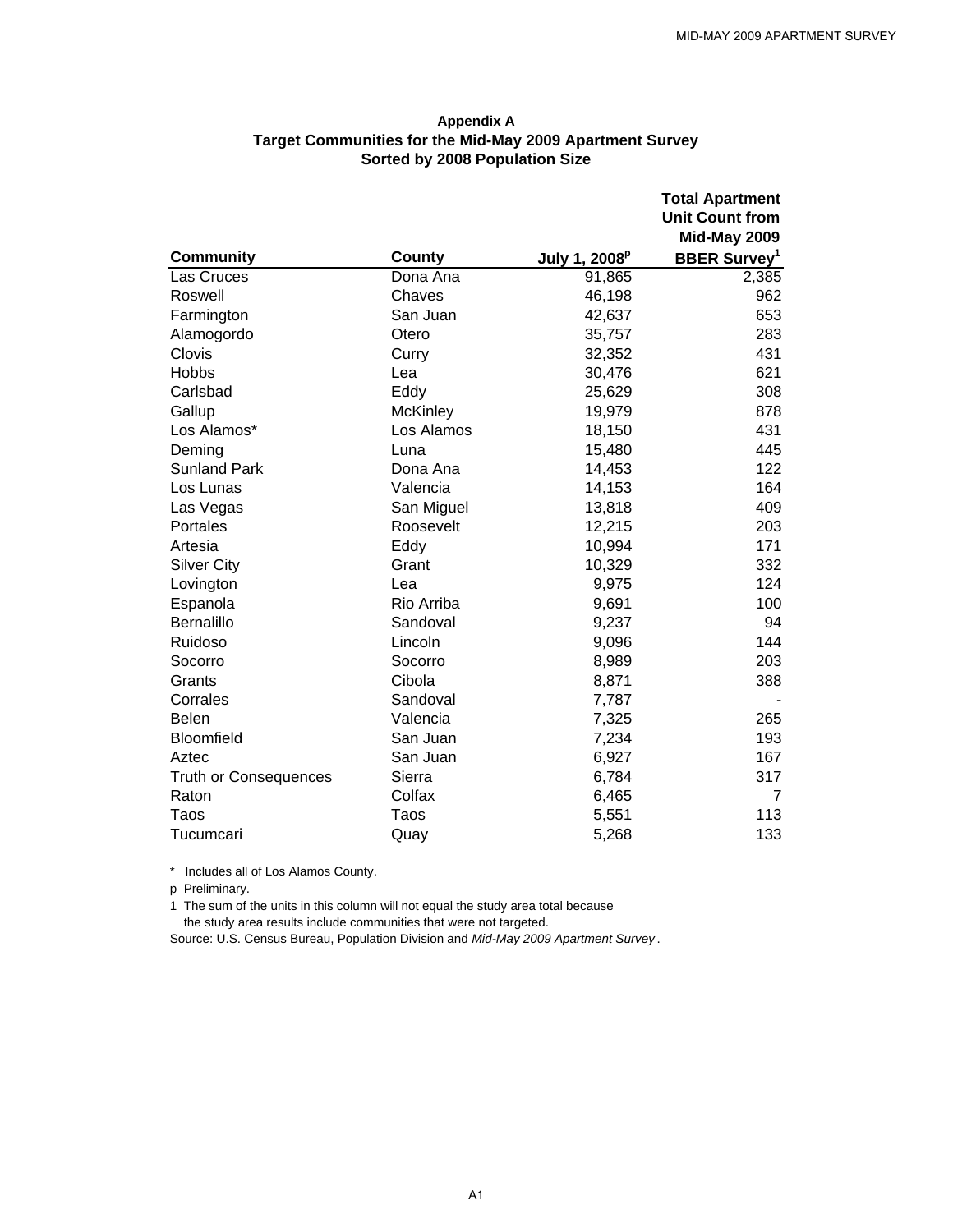**Appendix A**

**Target Communities for the Mid-May 2009 Apartment Survey**

**Sorted by 2008 Population Size**

| Community | County | July 1, 2008[p] | Total Apartment Unit Count from Mid-May 2009 BBER Survey[1] |
|---|---|---|---|
| Las Cruces | Dona Ana | 91,865 | 2,385 |
| Roswell | Chaves | 46,198 | 962 |
| Farmington | San Juan | 42,637 | 653 |
| Alamogordo | Otero | 35,757 | 283 |
| Clovis | Curry | 32,352 | 431 |
| Hobbs | Lea | 30,476 | 621 |
| Carlsbad | Eddy | 25,629 | 308 |
| Gallup | McKinley | 19,979 | 878 |
| Los Alamos* | Los Alamos | 18,150 | 431 |
| Deming | Luna | 15,480 | 445 |
| Sunland Park | Dona Ana | 14,453 | 122 |
| Los Lunas | Valencia | 14,153 | 164 |
| Las Vegas | San Miguel | 13,818 | 409 |
| Portales | Roosevelt | 12,215 | 203 |
| Artesia | Eddy | 10,994 | 171 |
| Silver City | Grant | 10,329 | 332 |
| Lovington | Lea | 9,975 | 124 |
| Espanola | Rio Arriba | 9,691 | 100 |
| Bernalillo | Sandoval | 9,237 | 94 |
| Ruidoso | Lincoln | 9,096 | 144 |
| Socorro | Socorro | 8,989 | 203 |
| Grants | Cibola | 8,871 | 388 |
| Corrales | Sandoval | 7,787 | - |
| Belen | Valencia | 7,325 | 265 |
| Bloomfield | San Juan | 7,234 | 193 |
| Aztec | San Juan | 6,927 | 167 |
| Truth or Consequences | Sierra | 6,784 | 317 |
| Raton | Colfax | 6,465 | 7 |
| Taos | Taos | 5,551 | 113 |
| Tucumcari | Quay | 5,268 | 133 |

\* Includes all of Los Alamos County.

p Preliminary.

1 The sum of the units in this column will not equal the study area total because the study area results include communities that were not targeted.

Source: U.S. Census Bureau, Population Division and *Mid-May 2009 Apartment Survey*.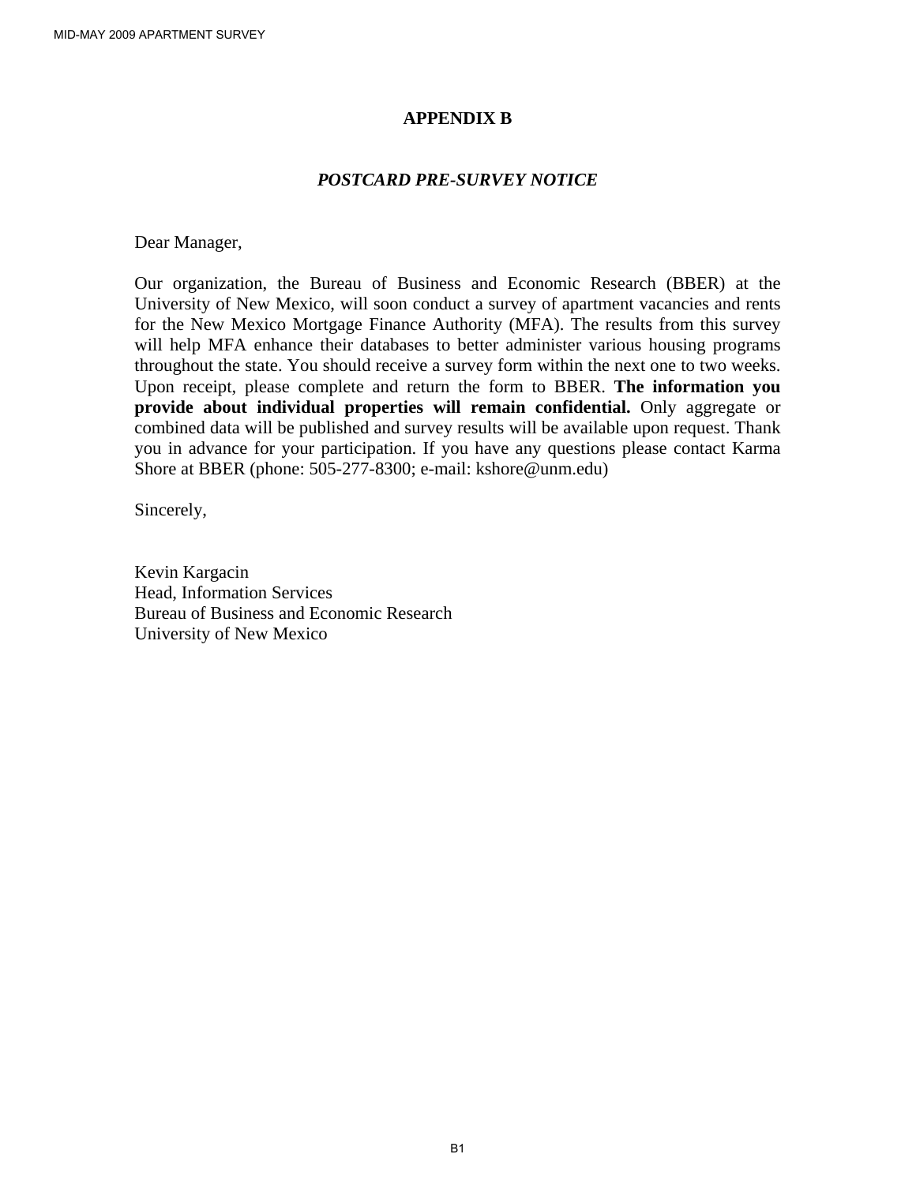# APPENDIX B

## *POSTCARD PRE-SURVEY NOTICE*

Dear Manager,

Our organization, the Bureau of Business and Economic Research (BBER) at the University of New Mexico, will soon conduct a survey of apartment vacancies and rents for the New Mexico Mortgage Finance Authority (MFA). The results from this survey will help MFA enhance their databases to better administer various housing programs throughout the state. You should receive a survey form within the next one to two weeks. Upon receipt, please complete and return the form to BBER. **The information you provide about individual properties will remain confidential.** Only aggregate or combined data will be published and survey results will be available upon request. Thank you in advance for your participation. If you have any questions please contact Karma Shore at BBER (phone: 505-277-8300; e-mail: kshore@unm.edu)

Sincerely,

Kevin Kargacin
Head, Information Services
Bureau of Business and Economic Research
University of New Mexico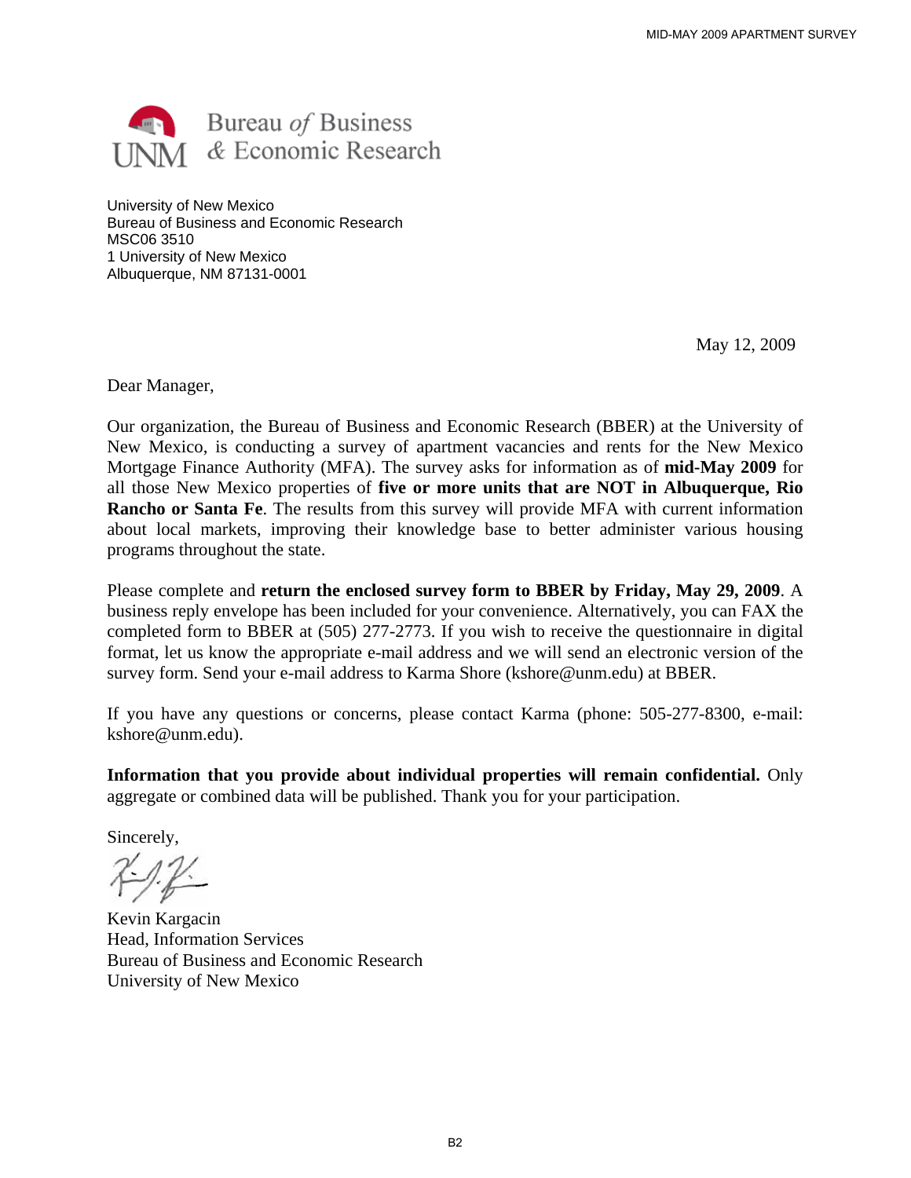Bureau *of* Business
& Economic Research

University of New Mexico
Bureau of Business and Economic Research
MSC06 3510
1 University of New Mexico
Albuquerque, NM 87131-0001

May 12, 2009

Dear Manager,

Our organization, the Bureau of Business and Economic Research (BBER) at the University of New Mexico, is conducting a survey of apartment vacancies and rents for the New Mexico Mortgage Finance Authority (MFA). The survey asks for information as of **mid-May 2009** for all those New Mexico properties of **five or more units that are NOT in Albuquerque, Rio Rancho or Santa Fe**. The results from this survey will provide MFA with current information about local markets, improving their knowledge base to better administer various housing programs throughout the state.

Please complete and **return the enclosed survey form to BBER by Friday, May 29, 2009**. A business reply envelope has been included for your convenience. Alternatively, you can FAX the completed form to BBER at (505) 277-2773. If you wish to receive the questionnaire in digital format, let us know the appropriate e-mail address and we will send an electronic version of the survey form. Send your e-mail address to Karma Shore (kshore@unm.edu) at BBER.

If you have any questions or concerns, please contact Karma (phone: 505-277-8300, e-mail: kshore@unm.edu).

**Information that you provide about individual properties will remain confidential.** Only aggregate or combined data will be published. Thank you for your participation.

Sincerely,

Kevin Kargacin
Head, Information Services
Bureau of Business and Economic Research
University of New Mexico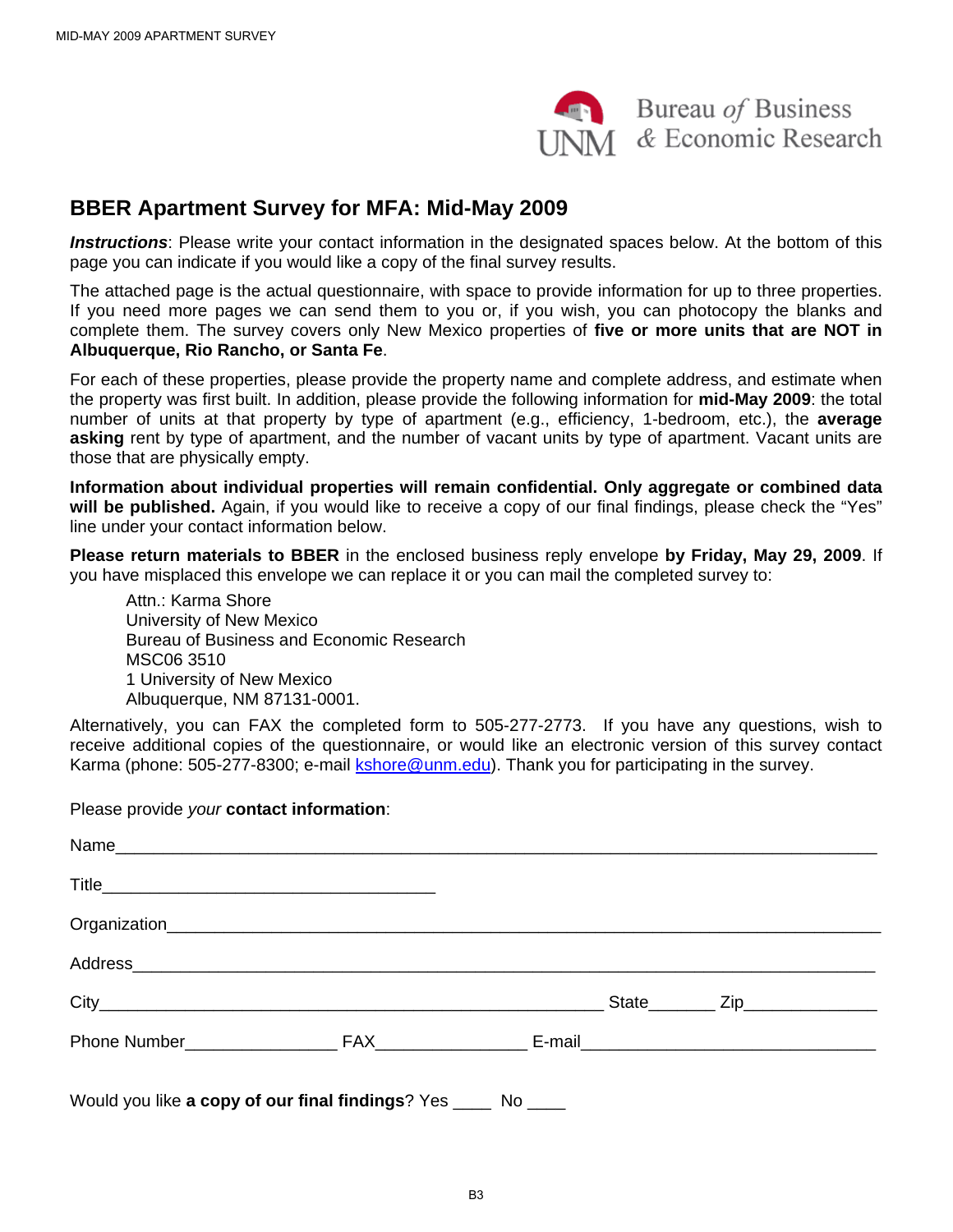Bureau *of* Business & Economic Research

UNM

## BBER Apartment Survey for MFA: Mid-May 2009

***Instructions***: Please write your contact information in the designated spaces below. At the bottom of this page you can indicate if you would like a copy of the final survey results.

The attached page is the actual questionnaire, with space to provide information for up to three properties. If you need more pages we can send them to you or, if you wish, you can photocopy the blanks and complete them. The survey covers only New Mexico properties of **five or more units that are NOT in Albuquerque, Rio Rancho, or Santa Fe**.

For each of these properties, please provide the property name and complete address, and estimate when the property was first built. In addition, please provide the following information for **mid-May 2009**: the total number of units at that property by type of apartment (e.g., efficiency, 1-bedroom, etc.), the **average asking** rent by type of apartment, and the number of vacant units by type of apartment. Vacant units are those that are physically empty.

**Information about individual properties will remain confidential. Only aggregate or combined data will be published.** Again, if you would like to receive a copy of our final findings, please check the "Yes" line under your contact information below.

**Please return materials to BBER** in the enclosed business reply envelope **by Friday, May 29, 2009**. If you have misplaced this envelope we can replace it or you can mail the completed survey to:

Attn.: Karma Shore
University of New Mexico
Bureau of Business and Economic Research
MSC06 3510
1 University of New Mexico
Albuquerque, NM 87131-0001.

Alternatively, you can FAX the completed form to 505-277-2773. If you have any questions, wish to receive additional copies of the questionnaire, or would like an electronic version of this survey contact Karma (phone: 505-277-8300; e-mail kshore@unm.edu). Thank you for participating in the survey.

Please provide *your* **contact information**:

Name_______________________________________________

Title_______________________

Organization_______________________________________________

Address_______________________________________________

City_______________________________ State_______ Zip______________

Phone Number________________ FAX________________ E-mail_______________________

Would you like **a copy of our final findings**? Yes ____ No ____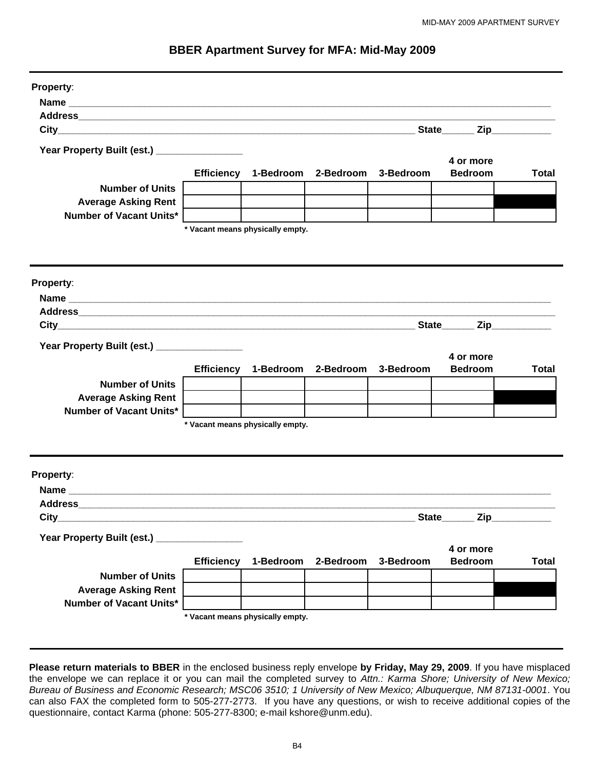# BBER Apartment Survey for MFA: Mid-May 2009

---

**Property**:

**Name** ________________________________________________

**Address**______________________________________________

**City**_________________________________ **State**______ **Zip**___________

**Year Property Built (est.)** ________________

| | Efficiency | 1-Bedroom | 2-Bedroom | 3-Bedroom | 4 or more Bedroom | Total |
|---|---|---|---|---|---|---|
| **Number of Units** | | | | | | |
| **Average Asking Rent** | | | | | | ■ |
| **Number of Vacant Units*** | | | | | | |

**\* Vacant means physically empty.**

---

**Property**:

**Name** ________________________________________________

**Address**______________________________________________

**City**_________________________________ **State**______ **Zip**___________

**Year Property Built (est.)** ________________

| | Efficiency | 1-Bedroom | 2-Bedroom | 3-Bedroom | 4 or more Bedroom | Total |
|---|---|---|---|---|---|---|
| **Number of Units** | | | | | | |
| **Average Asking Rent** | | | | | | ■ |
| **Number of Vacant Units*** | | | | | | |

**\* Vacant means physically empty.**

---

**Property**:

**Name** ________________________________________________

**Address**______________________________________________

**City**_________________________________ **State**______ **Zip**___________

**Year Property Built (est.)** ________________

| | Efficiency | 1-Bedroom | 2-Bedroom | 3-Bedroom | 4 or more Bedroom | Total |
|---|---|---|---|---|---|---|
| **Number of Units** | | | | | | |
| **Average Asking Rent** | | | | | | ■ |
| **Number of Vacant Units*** | | | | | | |

**\* Vacant means physically empty.**

---

**Please return materials to BBER** in the enclosed business reply envelope **by Friday, May 29, 2009**. If you have misplaced the envelope we can replace it or you can mail the completed survey to *Attn.: Karma Shore; University of New Mexico; Bureau of Business and Economic Research; MSC06 3510; 1 University of New Mexico; Albuquerque, NM 87131-0001*. You can also FAX the completed form to 505-277-2773. If you have any questions, or wish to receive additional copies of the questionnaire, contact Karma (phone: 505-277-8300; e-mail kshore@unm.edu).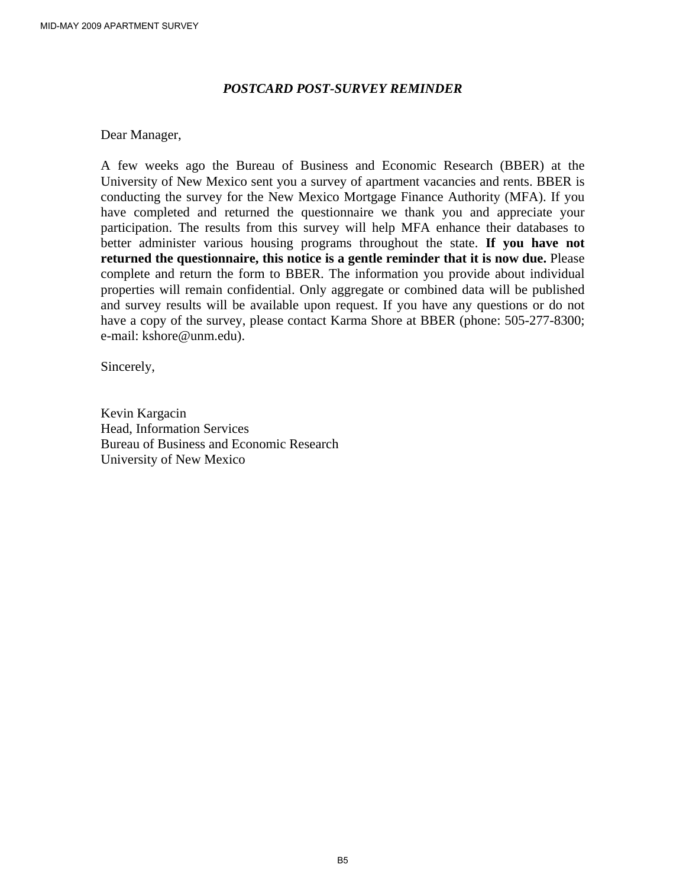***POSTCARD POST-SURVEY REMINDER***

Dear Manager,

A few weeks ago the Bureau of Business and Economic Research (BBER) at the University of New Mexico sent you a survey of apartment vacancies and rents. BBER is conducting the survey for the New Mexico Mortgage Finance Authority (MFA). If you have completed and returned the questionnaire we thank you and appreciate your participation. The results from this survey will help MFA enhance their databases to better administer various housing programs throughout the state. **If you have not returned the questionnaire, this notice is a gentle reminder that it is now due.** Please complete and return the form to BBER. The information you provide about individual properties will remain confidential. Only aggregate or combined data will be published and survey results will be available upon request. If you have any questions or do not have a copy of the survey, please contact Karma Shore at BBER (phone: 505-277-8300; e-mail: kshore@unm.edu).

Sincerely,

Kevin Kargacin  
Head, Information Services  
Bureau of Business and Economic Research  
University of New Mexico